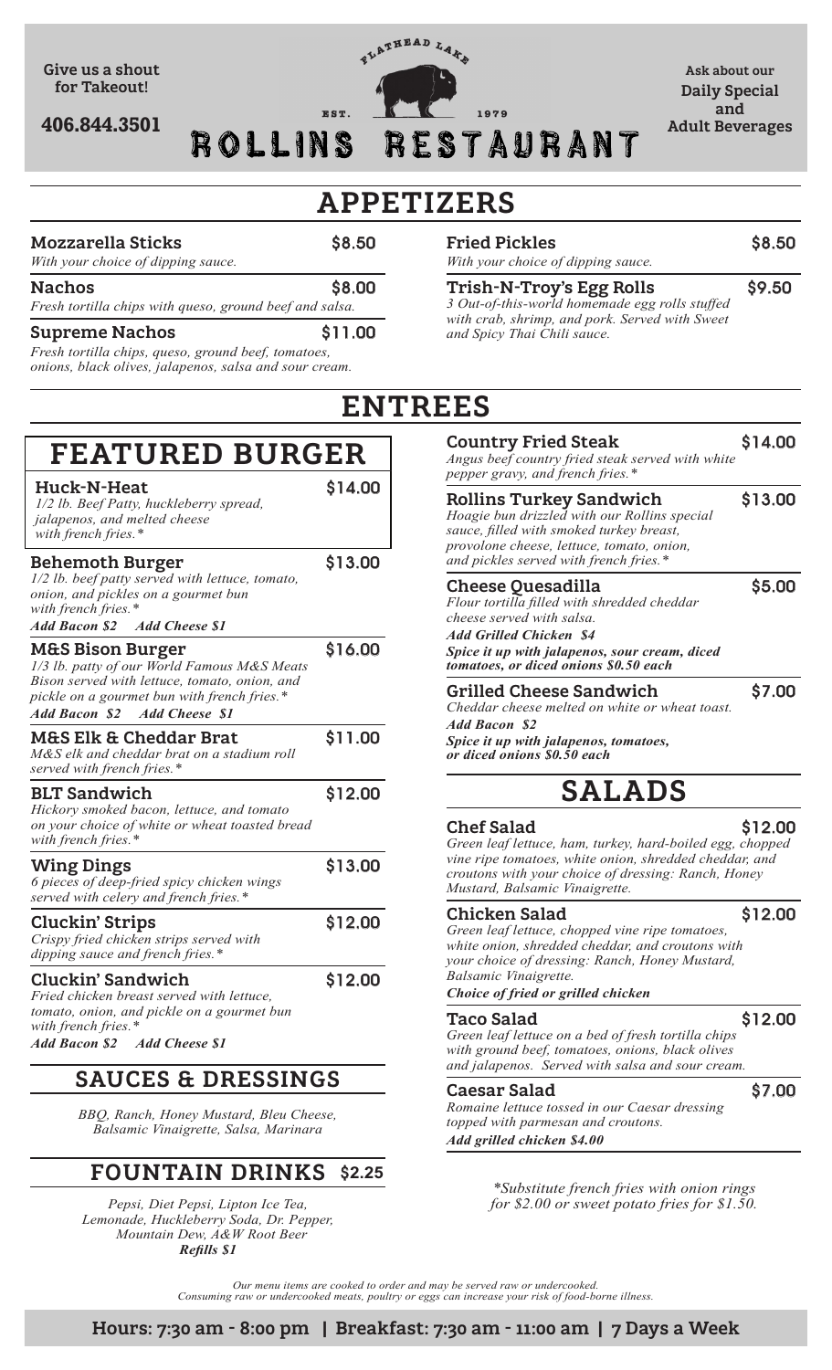Give us a shout for Takeout!

406.844.3501

FLATHEAD LAKE

EST. 1979

# ROLLINS RESTAURANT

Ask about our Daily Special and Adult Beverages

## APPETIZERS

**Mozzarella Sticks** — $8.50
*With your choice of dipping sauce.*

**Nachos** — $8.00
*Fresh tortilla chips with queso, ground beef and salsa.*

**Supreme Nachos** — $11.00
*Fresh tortilla chips, queso, ground beef, tomatoes, onions, black olives, jalapenos, salsa and sour cream.*

**Fried Pickles** — $8.50
*With your choice of dipping sauce.*

**Trish-N-Troy's Egg Rolls** — $9.50
*3 Out-of-this-world homemade egg rolls stuffed with crab, shrimp, and pork. Served with Sweet and Spicy Thai Chili sauce.*

## ENTREES

### FEATURED BURGER

**Huck-N-Heat** — $14.00
*1/2 lb. Beef Patty, huckleberry spread, jalapenos, and melted cheese with french fries.**

**Behemoth Burger** — $13.00
*1/2 lb. beef patty served with lettuce, tomato, onion, and pickles on a gourmet bun with french fries.**
***Add Bacon $2 Add Cheese $1***

**M&S Bison Burger** — $16.00
*1/3 lb. patty of our World Famous M&S Meats Bison served with lettuce, tomato, onion, and pickle on a gourmet bun with french fries.**
***Add Bacon $2 Add Cheese $1***

**M&S Elk & Cheddar Brat** — $11.00
*M&S elk and cheddar brat on a stadium roll served with french fries.**

**BLT Sandwich** — $12.00
*Hickory smoked bacon, lettuce, and tomato on your choice of white or wheat toasted bread with french fries.**

**Wing Dings** — $13.00
*6 pieces of deep-fried spicy chicken wings served with celery and french fries.**

**Cluckin' Strips** — $12.00
*Crispy fried chicken strips served with dipping sauce and french fries.**

**Cluckin' Sandwich** — $12.00
*Fried chicken breast served with lettuce, tomato, onion, and pickle on a gourmet bun with french fries.**
***Add Bacon $2 Add Cheese $1***

**Country Fried Steak** — $14.00
*Angus beef country fried steak served with white pepper gravy, and french fries.**

**Rollins Turkey Sandwich** — $13.00
*Hoagie bun drizzled with our Rollins special sauce, filled with smoked turkey breast, provolone cheese, lettuce, tomato, onion, and pickles served with french fries.**

**Cheese Quesadilla** — $5.00
*Flour tortilla filled with shredded cheddar cheese served with salsa.*
***Add Grilled Chicken $4***
***Spice it up with jalapenos, sour cream, diced tomatoes, or diced onions $0.50 each***

**Grilled Cheese Sandwich** — $7.00
*Cheddar cheese melted on white or wheat toast.*
***Add Bacon $2***
***Spice it up with jalapenos, tomatoes, or diced onions $0.50 each***

## SALADS

**Chef Salad** — $12.00
*Green leaf lettuce, ham, turkey, hard-boiled egg, chopped vine ripe tomatoes, white onion, shredded cheddar, and croutons with your choice of dressing: Ranch, Honey Mustard, Balsamic Vinaigrette.*

**Chicken Salad** — $12.00
*Green leaf lettuce, chopped vine ripe tomatoes, white onion, shredded cheddar, and croutons with your choice of dressing: Ranch, Honey Mustard, Balsamic Vinaigrette.*
***Choice of fried or grilled chicken***

**Taco Salad** — $12.00
*Green leaf lettuce on a bed of fresh tortilla chips with ground beef, tomatoes, onions, black olives and jalapenos. Served with salsa and sour cream.*

**Caesar Salad** — $7.00
*Romaine lettuce tossed in our Caesar dressing topped with parmesan and croutons.*
***Add grilled chicken $4.00***

## SAUCES & DRESSINGS

*BBQ, Ranch, Honey Mustard, Bleu Cheese, Balsamic Vinaigrette, Salsa, Marinara*

## FOUNTAIN DRINKS $2.25

*Pepsi, Diet Pepsi, Lipton Ice Tea, Lemonade, Huckleberry Soda, Dr. Pepper, Mountain Dew, A&W Root Beer*
***Refills $1***

**Substitute french fries with onion rings for $2.00 or sweet potato fries for $1.50.*

*Our menu items are cooked to order and may be served raw or undercooked. Consuming raw or undercooked meats, poultry or eggs can increase your risk of food-borne illness.*

**Hours: 7:30 am - 8:00 pm | Breakfast: 7:30 am - 11:00 am | 7 Days a Week**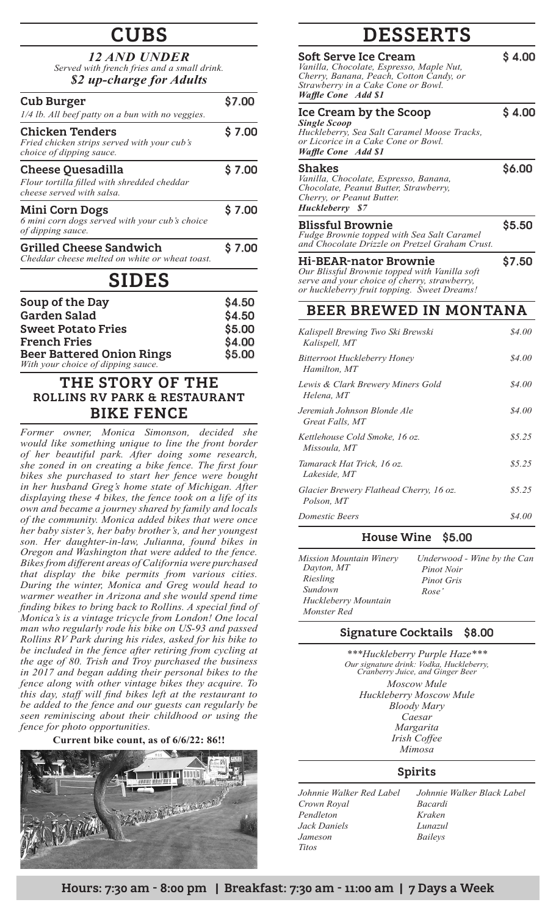# CUBS

### *12 AND UNDER*

*Served with french fries and a small drink.*

***$2 up-charge for Adults***

| | |
|---|---|
| **Cub Burger** *1/4 lb. All beef patty on a bun with no veggies.* | $7.00 |
| **Chicken Tenders** *Fried chicken strips served with your cub's choice of dipping sauce.* | $ 7.00 |
| **Cheese Quesadilla** *Flour tortilla filled with shredded cheddar cheese served with salsa.* | $ 7.00 |
| **Mini Corn Dogs** *6 mini corn dogs served with your cub's choice of dipping sauce.* | $ 7.00 |
| **Grilled Cheese Sandwich** *Cheddar cheese melted on white or wheat toast.* | $ 7.00 |

# SIDES

| | |
|---|---|
| **Soup of the Day** | $4.50 |
| **Garden Salad** | $4.50 |
| **Sweet Potato Fries** | $5.00 |
| **French Fries** | $4.00 |
| **Beer Battered Onion Rings** *With your choice of dipping sauce.* | $5.00 |

## THE STORY OF THE ROLLINS RV PARK & RESTAURANT BIKE FENCE

*Former owner, Monica Simonson, decided she would like something unique to line the front border of her beautiful park. After doing some research, she zoned in on creating a bike fence. The first four bikes she purchased to start her fence were bought in her husband Greg's home state of Michigan. After displaying these 4 bikes, the fence took on a life of its own and became a journey shared by family and locals of the community. Monica added bikes that were once her baby sister's, her baby brother's, and her youngest son. Her daughter-in-law, Julianna, found bikes in Oregon and Washington that were added to the fence. Bikes from different areas of California were purchased that display the bike permits from various cities. During the winter, Monica and Greg would head to warmer weather in Arizona and she would spend time finding bikes to bring back to Rollins. A special find of Monica's is a vintage tricycle from London! One local man who regularly rode his bike on US-93 and passed Rollins RV Park during his rides, asked for his bike to be included in the fence after retiring from cycling at the age of 80. Trish and Troy purchased the business in 2017 and began adding their personal bikes to the fence along with other vintage bikes they acquire. To this day, staff will find bikes left at the restaurant to be added to the fence and our guests can regularly be seen reminiscing about their childhood or using the fence for photo opportunities.*

**Current bike count, as of 6/6/22: 86!!**

# DESSERTS

| | |
|---|---|
| **Soft Serve Ice Cream** *Vanilla, Chocolate, Espresso, Maple Nut, Cherry, Banana, Peach, Cotton Candy, or Strawberry in a Cake Cone or Bowl.* ***Waffle Cone Add $1*** | $ 4.00 |
| **Ice Cream by the Scoop** ***Single Scoop*** *Huckleberry, Sea Salt Caramel Moose Tracks, or Licorice in a Cake Cone or Bowl.* ***Waffle Cone Add $1*** | $ 4.00 |
| **Shakes** *Vanilla, Chocolate, Espresso, Banana, Chocolate, Peanut Butter, Strawberry, Cherry, or Peanut Butter.* ***Huckleberry $7*** | $6.00 |
| **Blissful Brownie** *Fudge Brownie topped with Sea Salt Caramel and Chocolate Drizzle on Pretzel Graham Crust.* | $5.50 |
| **Hi-BEAR-nator Brownie** *Our Blissful Brownie topped with Vanilla soft serve and your choice of cherry, strawberry, or huckleberry fruit topping. Sweet Dreams!* | $7.50 |

## BEER BREWED IN MONTANA

| | |
|---|---|
| *Kalispell Brewing Two Ski Brewski Kalispell, MT* | *$4.00* |
| *Bitterroot Huckleberry Honey Hamilton, MT* | *$4.00* |
| *Lewis & Clark Brewery Miners Gold Helena, MT* | *$4.00* |
| *Jeremiah Johnson Blonde Ale Great Falls, MT* | *$4.00* |
| *Kettlehouse Cold Smoke, 16 oz. Missoula, MT* | *$5.25* |
| *Tamarack Hat Trick, 16 oz. Lakeside, MT* | *$5.25* |
| *Glacier Brewery Flathead Cherry, 16 oz. Polson, MT* | *$5.25* |
| *Domestic Beers* | *$4.00* |

### House Wine $5.00

*Mission Mountain Winery*
*Dayton, MT*
*Riesling*
*Sundown*
*Huckleberry Mountain*
*Monster Red*

*Underwood - Wine by the Can*
*Pinot Noir*
*Pinot Gris*
*Rose'*

### Signature Cocktails $8.00

****\*\*Huckleberry Purple Haze\*\*\****

*Our signature drink: Vodka, Huckleberry, Cranberry Juice, and Ginger Beer*

*Moscow Mule*
*Huckleberry Moscow Mule*
*Bloody Mary*
*Caesar*
*Margarita*
*Irish Coffee*
*Mimosa*

### Spirits

*Johnnie Walker Red Label*
*Crown Royal*
*Pendleton*
*Jack Daniels*
*Jameson*
*Titos*

*Johnnie Walker Black Label*
*Bacardi*
*Kraken*
*Lunazul*
*Baileys*

**Hours: 7:30 am - 8:00 pm | Breakfast: 7:30 am - 11:00 am | 7 Days a Week**